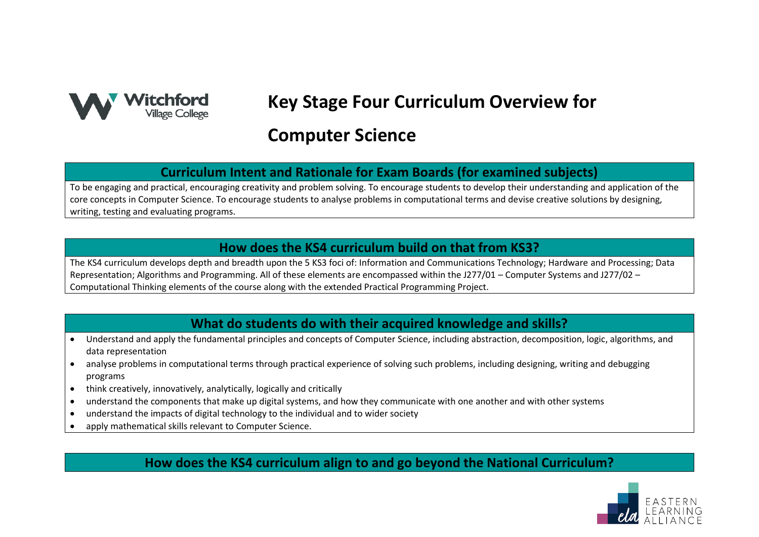# Key Stage Four Curriculum Overview for Computer Science

## Curriculum Intent and Rationale for Exam Boards (for examined subjects)

To be engaging and practical, encouraging creativity and problem solving. To encourage students to develop their understanding and application of the core concepts in Computer Science. To encourage students to analyse problems in computational terms and devise creative solutions by designing, writing, testing and evaluating programs.

## How does the KS4 curriculum build on that from KS3?

The KS4 curriculum develops depth and breadth upon the 5 KS3 foci of: Information and Communications Technology; Hardware and Processing; Data Representation; Algorithms and Programming. All of these elements are encompassed within the J277/01 – Computer Systems and J277/02 – Computational Thinking elements of the course along with the extended Practical Programming Project.

## What do students do with their acquired knowledge and skills?

- Understand and apply the fundamental principles and concepts of Computer Science, including abstraction, decomposition, logic, algorithms, and data representation
- analyse problems in computational terms through practical experience of solving such problems, including designing, writing and debugging programs
- think creatively, innovatively, analytically, logically and critically
- understand the components that make up digital systems, and how they communicate with one another and with other systems
- understand the impacts of digital technology to the individual and to wider society
- apply mathematical skills relevant to Computer Science.

## How does the KS4 curriculum align to and go beyond the National Curriculum?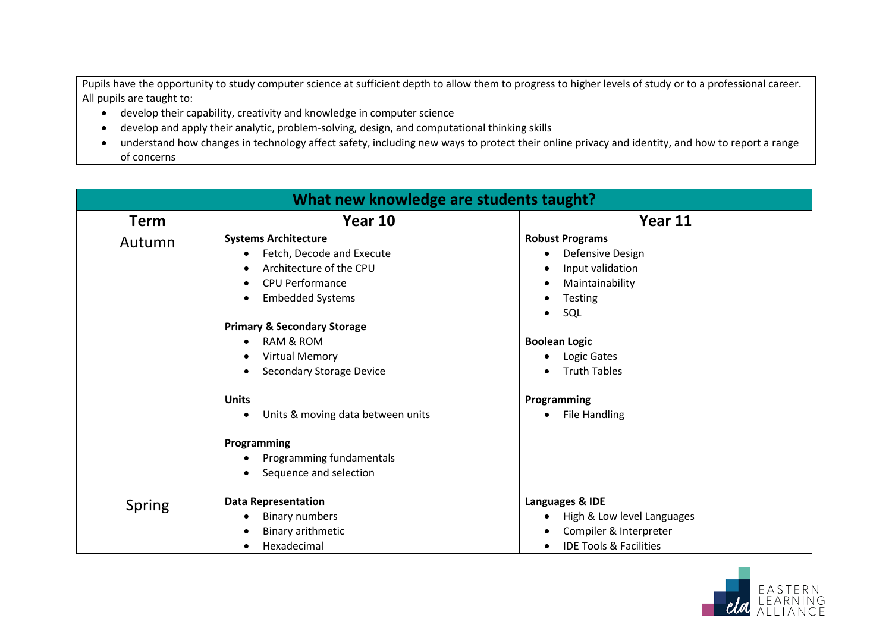Pupils have the opportunity to study computer science at sufficient depth to allow them to progress to higher levels of study or to a professional career. All pupils are taught to:

- develop their capability, creativity and knowledge in computer science
- develop and apply their analytic, problem-solving, design, and computational thinking skills
- understand how changes in technology affect safety, including new ways to protect their online privacy and identity, and how to report a range of concerns

| What new knowledge are students taught? | | |
|---|---|---|
| **Term** | **Year 10** | **Year 11** |
| Autumn | **Systems Architecture**<br>• Fetch, Decode and Execute<br>• Architecture of the CPU<br>• CPU Performance<br>• Embedded Systems<br><br>**Primary & Secondary Storage**<br>• RAM & ROM<br>• Virtual Memory<br>• Secondary Storage Device<br><br>**Units**<br>• Units & moving data between units<br><br>**Programming**<br>• Programming fundamentals<br>• Sequence and selection | **Robust Programs**<br>• Defensive Design<br>• Input validation<br>• Maintainability<br>• Testing<br>• SQL<br><br>**Boolean Logic**<br>• Logic Gates<br>• Truth Tables<br><br>**Programming**<br>• File Handling |
| Spring | **Data Representation**<br>• Binary numbers<br>• Binary arithmetic<br>• Hexadecimal | **Languages & IDE**<br>• High & Low level Languages<br>• Compiler & Interpreter<br>• IDE Tools & Facilities |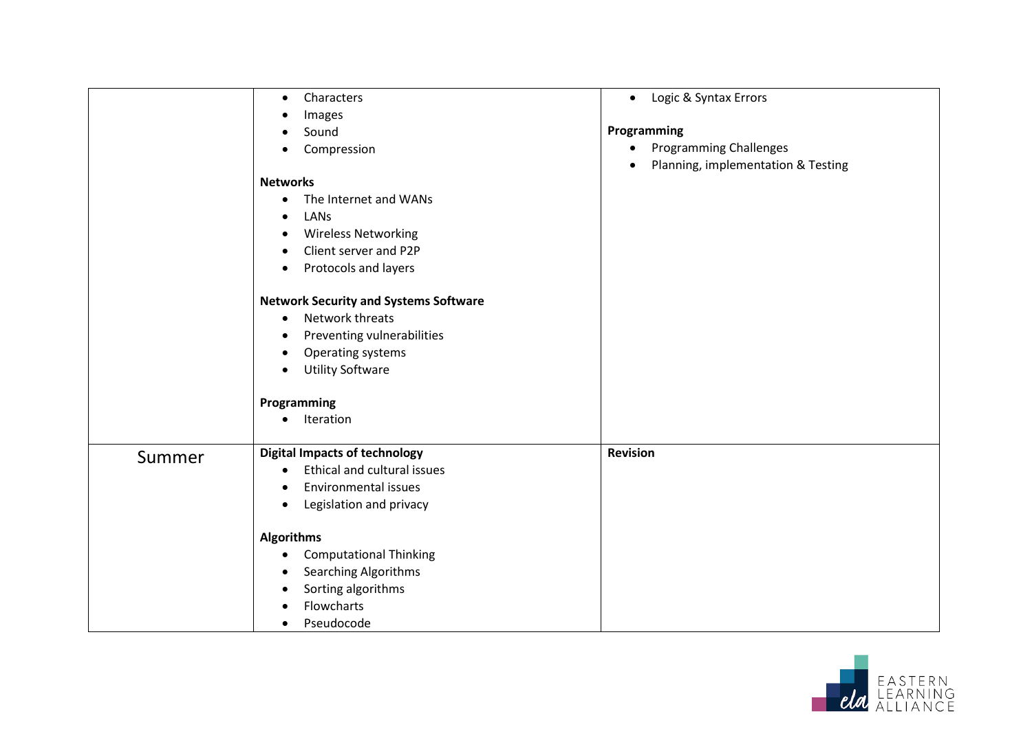| | | |
|---|---|---|
| | • Characters<br>• Images<br>• Sound<br>• Compression<br><br>**Networks**<br>• The Internet and WANs<br>• LANs<br>• Wireless Networking<br>• Client server and P2P<br>• Protocols and layers<br><br>**Network Security and Systems Software**<br>• Network threats<br>• Preventing vulnerabilities<br>• Operating systems<br>• Utility Software<br><br>**Programming**<br>• Iteration | • Logic & Syntax Errors<br><br>**Programming**<br>• Programming Challenges<br>• Planning, implementation & Testing |
| Summer | **Digital Impacts of technology**<br>• Ethical and cultural issues<br>• Environmental issues<br>• Legislation and privacy<br><br>**Algorithms**<br>• Computational Thinking<br>• Searching Algorithms<br>• Sorting algorithms<br>• Flowcharts<br>• Pseudocode | **Revision** |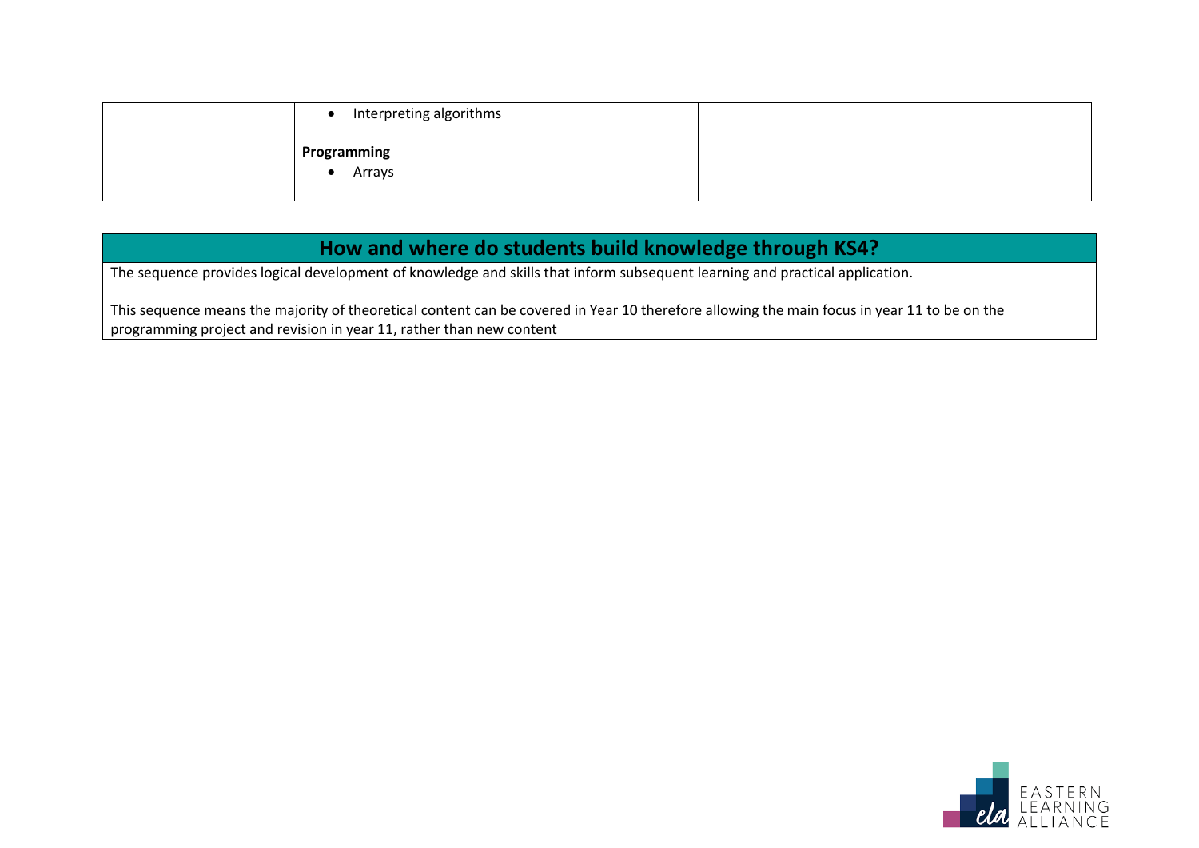| | | |
|---|---|---|
| | • Interpreting algorithms<br><br>**Programming**<br>• Arrays | |

## How and where do students build knowledge through KS4?

The sequence provides logical development of knowledge and skills that inform subsequent learning and practical application.

This sequence means the majority of theoretical content can be covered in Year 10 therefore allowing the main focus in year 11 to be on the programming project and revision in year 11, rather than new content